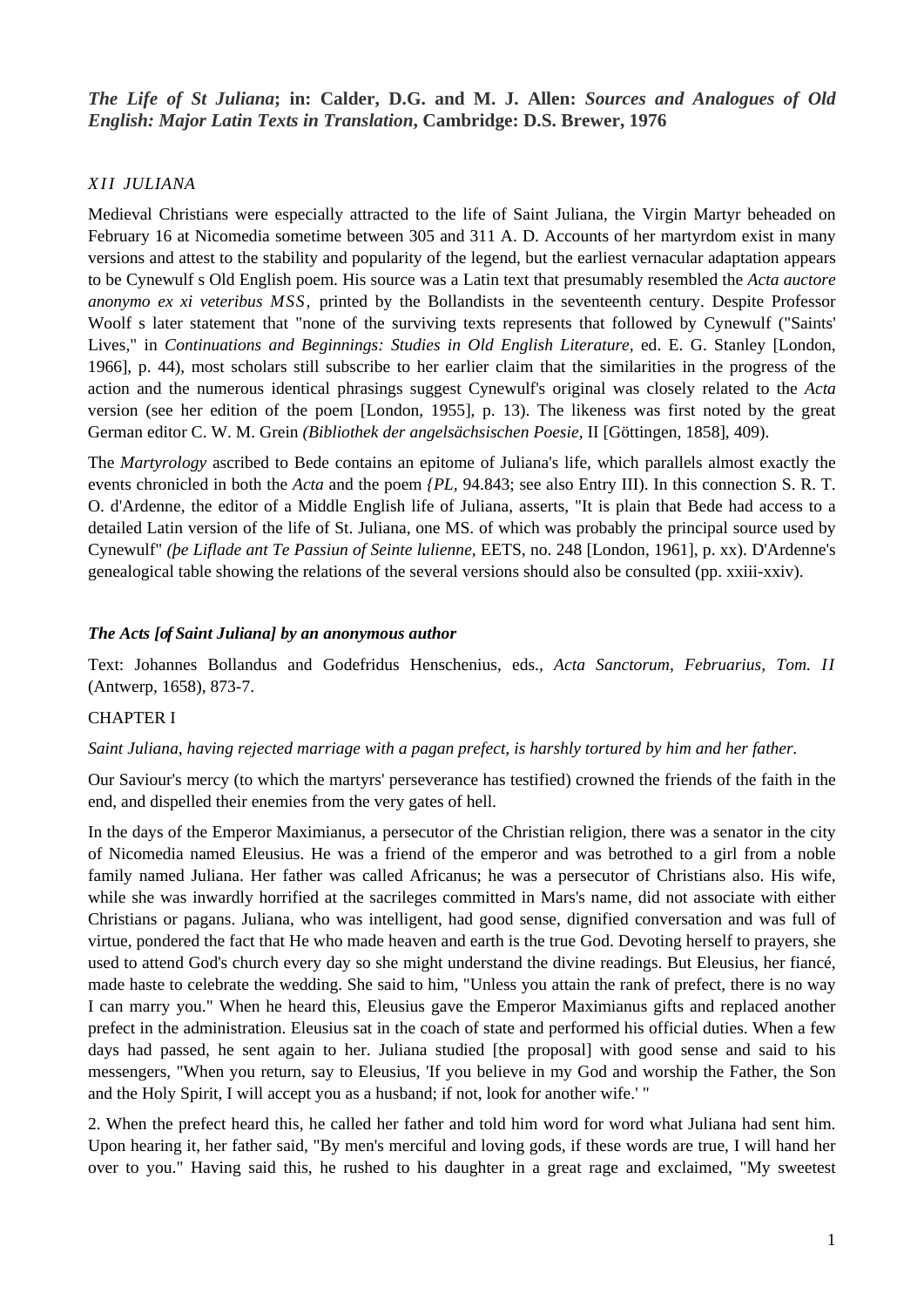***The Life of St Juliana*; in: Calder, D.G. and M. J. Allen: *Sources and Analogues of Old English: Major Latin Texts in Translation*, Cambridge: D.S. Brewer, 1976**

## *XII JULIANA*

Medieval Christians were especially attracted to the life of Saint Juliana, the Virgin Martyr beheaded on February 16 at Nicomedia sometime between 305 and 311 A. D. Accounts of her martyrdom exist in many versions and attest to the stability and popularity of the legend, but the earliest vernacular adaptation appears to be Cynewulf s Old English poem. His source was a Latin text that presumably resembled the *Acta auctore anonymo ex xi veteribus MSS*, printed by the Bollandists in the seventeenth century. Despite Professor Woolf s later statement that "none of the surviving texts represents that followed by Cynewulf ("Saints' Lives," in *Continuations and Beginnings: Studies in Old English Literature*, ed. E. G. Stanley [London, 1966], p. 44), most scholars still subscribe to her earlier claim that the similarities in the progress of the action and the numerous identical phrasings suggest Cynewulf's original was closely related to the *Acta* version (see her edition of the poem [London, 1955], p. 13). The likeness was first noted by the great German editor C. W. M. Grein *(Bibliothek der angelsächsischen Poesie*, II [Göttingen, 1858], 409).

The *Martyrology* ascribed to Bede contains an epitome of Juliana's life, which parallels almost exactly the events chronicled in both the *Acta* and the poem *{PL*, 94.843; see also Entry III). In this connection S. R. T. O. d'Ardenne, the editor of a Middle English life of Juliana, asserts, "It is plain that Bede had access to a detailed Latin version of the life of St. Juliana, one MS. of which was probably the principal source used by Cynewulf" *(þe Liflade ant Te Passiun of Seinte lulienne*, EETS, no. 248 [London, 1961], p. xx). D'Ardenne's genealogical table showing the relations of the several versions should also be consulted (pp. xxiii-xxiv).

### *The Acts [of Saint Juliana] by an anonymous author*

Text: Johannes Bollandus and Godefridus Henschenius, eds., *Acta Sanctorum, Februarius, Tom. II* (Antwerp, 1658), 873-7.

CHAPTER I

*Saint Juliana, having rejected marriage with a pagan prefect, is harshly tortured by him and her father.*

Our Saviour's mercy (to which the martyrs' perseverance has testified) crowned the friends of the faith in the end, and dispelled their enemies from the very gates of hell.

In the days of the Emperor Maximianus, a persecutor of the Christian religion, there was a senator in the city of Nicomedia named Eleusius. He was a friend of the emperor and was betrothed to a girl from a noble family named Juliana. Her father was called Africanus; he was a persecutor of Christians also. His wife, while she was inwardly horrified at the sacrileges committed in Mars's name, did not associate with either Christians or pagans. Juliana, who was intelligent, had good sense, dignified conversation and was full of virtue, pondered the fact that He who made heaven and earth is the true God. Devoting herself to prayers, she used to attend God's church every day so she might understand the divine readings. But Eleusius, her fiancé, made haste to celebrate the wedding. She said to him, "Unless you attain the rank of prefect, there is no way I can marry you." When he heard this, Eleusius gave the Emperor Maximianus gifts and replaced another prefect in the administration. Eleusius sat in the coach of state and performed his official duties. When a few days had passed, he sent again to her. Juliana studied [the proposal] with good sense and said to his messengers, "When you return, say to Eleusius, 'If you believe in my God and worship the Father, the Son and the Holy Spirit, I will accept you as a husband; if not, look for another wife.' "

2. When the prefect heard this, he called her father and told him word for word what Juliana had sent him. Upon hearing it, her father said, "By men's merciful and loving gods, if these words are true, I will hand her over to you." Having said this, he rushed to his daughter in a great rage and exclaimed, "My sweetest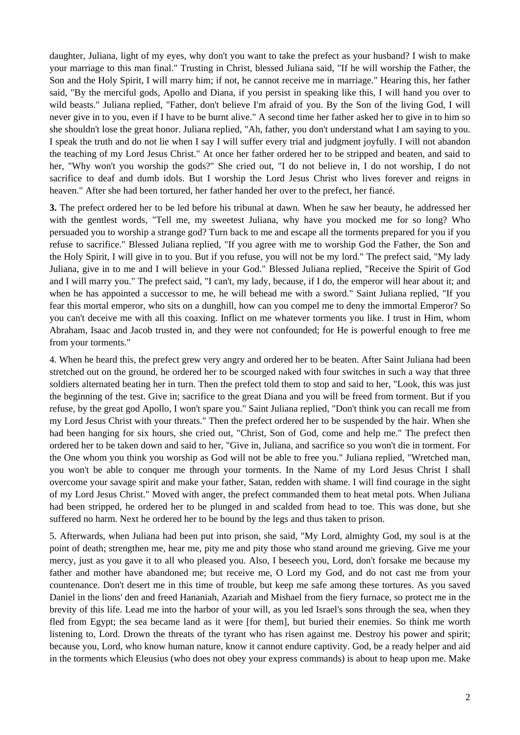daughter, Juliana, light of my eyes, why don't you want to take the prefect as your husband? I wish to make your marriage to this man final." Trusting in Christ, blessed Juliana said, "If he will worship the Father, the Son and the Holy Spirit, I will marry him; if not, he cannot receive me in marriage." Hearing this, her father said, "By the merciful gods, Apollo and Diana, if you persist in speaking like this, I will hand you over to wild beasts." Juliana replied, "Father, don't believe I'm afraid of you. By the Son of the living God, I will never give in to you, even if I have to be burnt alive." A second time her father asked her to give in to him so she shouldn't lose the great honor. Juliana replied, "Ah, father, you don't understand what I am saying to you. I speak the truth and do not lie when I say I will suffer every trial and judgment joyfully. I will not abandon the teaching of my Lord Jesus Christ." At once her father ordered her to be stripped and beaten, and said to her, "Why won't you worship the gods?" She cried out, "I do not believe in, I do not worship, I do not sacrifice to deaf and dumb idols. But I worship the Lord Jesus Christ who lives forever and reigns in heaven." After she had been tortured, her father handed her over to the prefect, her fiancé.

**3.** The prefect ordered her to be led before his tribunal at dawn. When he saw her beauty, he addressed her with the gentlest words, "Tell me, my sweetest Juliana, why have you mocked me for so long? Who persuaded you to worship a strange god? Turn back to me and escape all the torments prepared for you if you refuse to sacrifice." Blessed Juliana replied, "If you agree with me to worship God the Father, the Son and the Holy Spirit, I will give in to you. But if you refuse, you will not be my lord." The prefect said, "My lady Juliana, give in to me and I will believe in your God." Blessed Juliana replied, "Receive the Spirit of God and I will marry you." The prefect said, "I can't, my lady, because, if I do, the emperor will hear about it; and when he has appointed a successor to me, he will behead me with a sword." Saint Juliana replied, "If you fear this mortal emperor, who sits on a dunghill, how can you compel me to deny the immortal Emperor? So you can't deceive me with all this coaxing. Inflict on me whatever torments you like. I trust in Him, whom Abraham, Isaac and Jacob trusted in, and they were not confounded; for He is powerful enough to free me from your torments."

4. When he heard this, the prefect grew very angry and ordered her to be beaten. After Saint Juliana had been stretched out on the ground, he ordered her to be scourged naked with four switches in such a way that three soldiers alternated beating her in turn. Then the prefect told them to stop and said to her, "Look, this was just the beginning of the test. Give in; sacrifice to the great Diana and you will be freed from torment. But if you refuse, by the great god Apollo, I won't spare you." Saint Juliana replied, "Don't think you can recall me from my Lord Jesus Christ with your threats." Then the prefect ordered her to be suspended by the hair. When she had been hanging for six hours, she cried out, "Christ, Son of God, come and help me." The prefect then ordered her to be taken down and said to her, "Give in, Juliana, and sacrifice so you won't die in torment. For the One whom you think you worship as God will not be able to free you." Juliana replied, "Wretched man, you won't be able to conquer me through your torments. In the Name of my Lord Jesus Christ I shall overcome your savage spirit and make your father, Satan, redden with shame. I will find courage in the sight of my Lord Jesus Christ." Moved with anger, the prefect commanded them to heat metal pots. When Juliana had been stripped, he ordered her to be plunged in and scalded from head to toe. This was done, but she suffered no harm. Next he ordered her to be bound by the legs and thus taken to prison.

5. Afterwards, when Juliana had been put into prison, she said, "My Lord, almighty God, my soul is at the point of death; strengthen me, hear me, pity me and pity those who stand around me grieving. Give me your mercy, just as you gave it to all who pleased you. Also, I beseech you, Lord, don't forsake me because my father and mother have abandoned me; but receive me, O Lord my God, and do not cast me from your countenance. Don't desert me in this time of trouble, but keep me safe among these tortures. As you saved Daniel in the lions' den and freed Hananiah, Azariah and Mishael from the fiery furnace, so protect me in the brevity of this life. Lead me into the harbor of your will, as you led Israel's sons through the sea, when they fled from Egypt; the sea became land as it were [for them], but buried their enemies. So think me worth listening to, Lord. Drown the threats of the tyrant who has risen against me. Destroy his power and spirit; because you, Lord, who know human nature, know it cannot endure captivity. God, be a ready helper and aid in the torments which Eleusius (who does not obey your express commands) is about to heap upon me. Make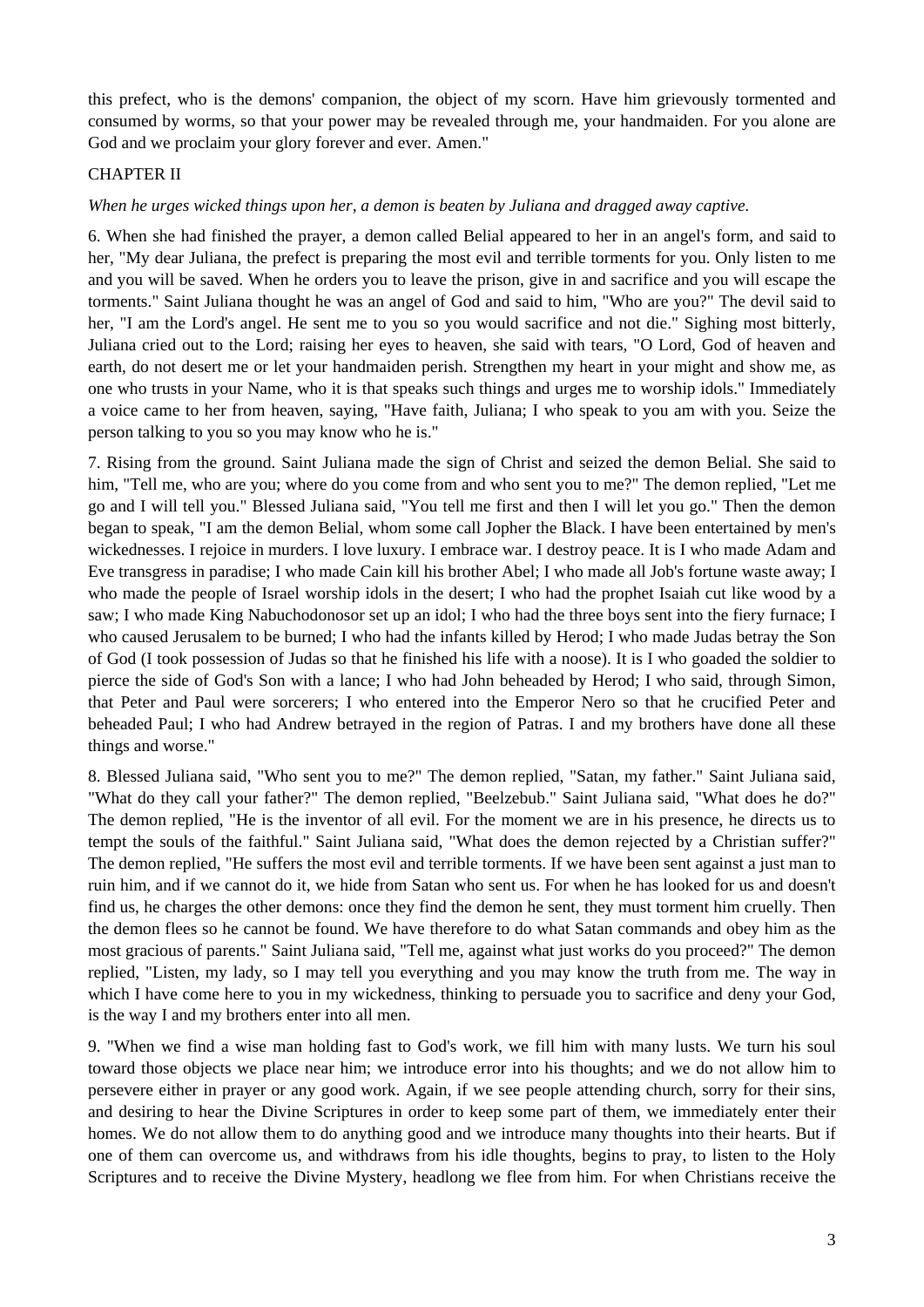this prefect, who is the demons' companion, the object of my scorn. Have him grievously tormented and consumed by worms, so that your power may be revealed through me, your handmaiden. For you alone are God and we proclaim your glory forever and ever. Amen."

CHAPTER II

*When he urges wicked things upon her, a demon is beaten by Juliana and dragged away captive.*

6. When she had finished the prayer, a demon called Belial appeared to her in an angel's form, and said to her, "My dear Juliana, the prefect is preparing the most evil and terrible torments for you. Only listen to me and you will be saved. When he orders you to leave the prison, give in and sacrifice and you will escape the torments." Saint Juliana thought he was an angel of God and said to him, "Who are you?" The devil said to her, "I am the Lord's angel. He sent me to you so you would sacrifice and not die." Sighing most bitterly, Juliana cried out to the Lord; raising her eyes to heaven, she said with tears, "O Lord, God of heaven and earth, do not desert me or let your handmaiden perish. Strengthen my heart in your might and show me, as one who trusts in your Name, who it is that speaks such things and urges me to worship idols." Immediately a voice came to her from heaven, saying, "Have faith, Juliana; I who speak to you am with you. Seize the person talking to you so you may know who he is."

7. Rising from the ground. Saint Juliana made the sign of Christ and seized the demon Belial. She said to him, "Tell me, who are you; where do you come from and who sent you to me?" The demon replied, "Let me go and I will tell you." Blessed Juliana said, "You tell me first and then I will let you go." Then the demon began to speak, "I am the demon Belial, whom some call Jopher the Black. I have been entertained by men's wickednesses. I rejoice in murders. I love luxury. I embrace war. I destroy peace. It is I who made Adam and Eve transgress in paradise; I who made Cain kill his brother Abel; I who made all Job's fortune waste away; I who made the people of Israel worship idols in the desert; I who had the prophet Isaiah cut like wood by a saw; I who made King Nabuchodonosor set up an idol; I who had the three boys sent into the fiery furnace; I who caused Jerusalem to be burned; I who had the infants killed by Herod; I who made Judas betray the Son of God (I took possession of Judas so that he finished his life with a noose). It is I who goaded the soldier to pierce the side of God's Son with a lance; I who had John beheaded by Herod; I who said, through Simon, that Peter and Paul were sorcerers; I who entered into the Emperor Nero so that he crucified Peter and beheaded Paul; I who had Andrew betrayed in the region of Patras. I and my brothers have done all these things and worse."

8. Blessed Juliana said, "Who sent you to me?" The demon replied, "Satan, my father." Saint Juliana said, "What do they call your father?" The demon replied, "Beelzebub." Saint Juliana said, "What does he do?" The demon replied, "He is the inventor of all evil. For the moment we are in his presence, he directs us to tempt the souls of the faithful." Saint Juliana said, "What does the demon rejected by a Christian suffer?" The demon replied, "He suffers the most evil and terrible torments. If we have been sent against a just man to ruin him, and if we cannot do it, we hide from Satan who sent us. For when he has looked for us and doesn't find us, he charges the other demons: once they find the demon he sent, they must torment him cruelly. Then the demon flees so he cannot be found. We have therefore to do what Satan commands and obey him as the most gracious of parents." Saint Juliana said, "Tell me, against what just works do you proceed?" The demon replied, "Listen, my lady, so I may tell you everything and you may know the truth from me. The way in which I have come here to you in my wickedness, thinking to persuade you to sacrifice and deny your God, is the way I and my brothers enter into all men.

9. "When we find a wise man holding fast to God's work, we fill him with many lusts. We turn his soul toward those objects we place near him; we introduce error into his thoughts; and we do not allow him to persevere either in prayer or any good work. Again, if we see people attending church, sorry for their sins, and desiring to hear the Divine Scriptures in order to keep some part of them, we immediately enter their homes. We do not allow them to do anything good and we introduce many thoughts into their hearts. But if one of them can overcome us, and withdraws from his idle thoughts, begins to pray, to listen to the Holy Scriptures and to receive the Divine Mystery, headlong we flee from him. For when Christians receive the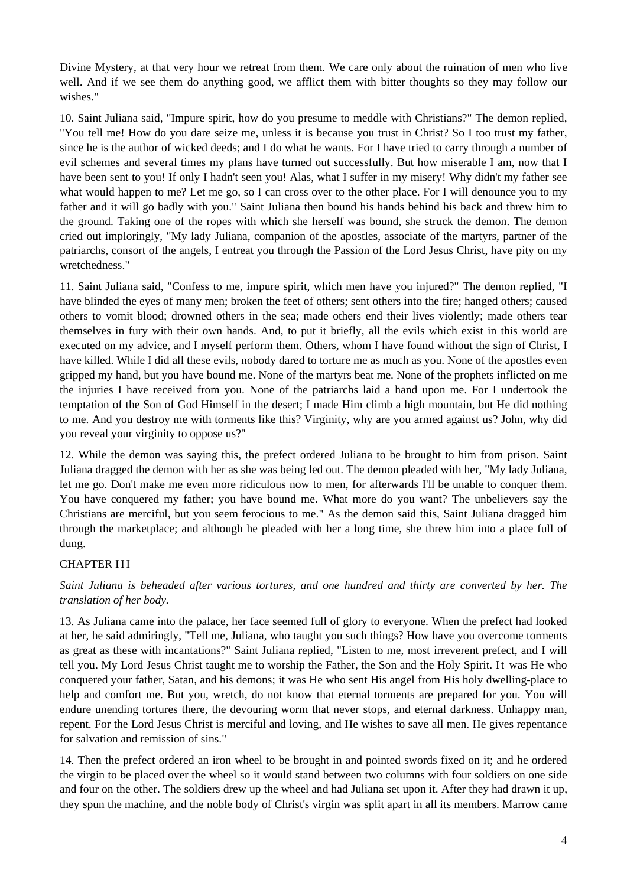Divine Mystery, at that very hour we retreat from them. We care only about the ruination of men who live well. And if we see them do anything good, we afflict them with bitter thoughts so they may follow our wishes."

10. Saint Juliana said, "Impure spirit, how do you presume to meddle with Christians?" The demon replied, "You tell me! How do you dare seize me, unless it is because you trust in Christ? So I too trust my father, since he is the author of wicked deeds; and I do what he wants. For I have tried to carry through a number of evil schemes and several times my plans have turned out successfully. But how miserable I am, now that I have been sent to you! If only I hadn't seen you! Alas, what I suffer in my misery! Why didn't my father see what would happen to me? Let me go, so I can cross over to the other place. For I will denounce you to my father and it will go badly with you." Saint Juliana then bound his hands behind his back and threw him to the ground. Taking one of the ropes with which she herself was bound, she struck the demon. The demon cried out imploringly, "My lady Juliana, companion of the apostles, associate of the martyrs, partner of the patriarchs, consort of the angels, I entreat you through the Passion of the Lord Jesus Christ, have pity on my wretchedness."

11. Saint Juliana said, "Confess to me, impure spirit, which men have you injured?" The demon replied, "I have blinded the eyes of many men; broken the feet of others; sent others into the fire; hanged others; caused others to vomit blood; drowned others in the sea; made others end their lives violently; made others tear themselves in fury with their own hands. And, to put it briefly, all the evils which exist in this world are executed on my advice, and I myself perform them. Others, whom I have found without the sign of Christ, I have killed. While I did all these evils, nobody dared to torture me as much as you. None of the apostles even gripped my hand, but you have bound me. None of the martyrs beat me. None of the prophets inflicted on me the injuries I have received from you. None of the patriarchs laid a hand upon me. For I undertook the temptation of the Son of God Himself in the desert; I made Him climb a high mountain, but He did nothing to me. And you destroy me with torments like this? Virginity, why are you armed against us? John, why did you reveal your virginity to oppose us?"

12. While the demon was saying this, the prefect ordered Juliana to be brought to him from prison. Saint Juliana dragged the demon with her as she was being led out. The demon pleaded with her, "My lady Juliana, let me go. Don't make me even more ridiculous now to men, for afterwards I'll be unable to conquer them. You have conquered my father; you have bound me. What more do you want? The unbelievers say the Christians are merciful, but you seem ferocious to me." As the demon said this, Saint Juliana dragged him through the marketplace; and although he pleaded with her a long time, she threw him into a place full of dung.

## CHAPTER III

*Saint Juliana is beheaded after various tortures, and one hundred and thirty are converted by her. The translation of her body.*

13. As Juliana came into the palace, her face seemed full of glory to everyone. When the prefect had looked at her, he said admiringly, "Tell me, Juliana, who taught you such things? How have you overcome torments as great as these with incantations?" Saint Juliana replied, "Listen to me, most irreverent prefect, and I will tell you. My Lord Jesus Christ taught me to worship the Father, the Son and the Holy Spirit. It was He who conquered your father, Satan, and his demons; it was He who sent His angel from His holy dwelling-place to help and comfort me. But you, wretch, do not know that eternal torments are prepared for you. You will endure unending tortures there, the devouring worm that never stops, and eternal darkness. Unhappy man, repent. For the Lord Jesus Christ is merciful and loving, and He wishes to save all men. He gives repentance for salvation and remission of sins."

14. Then the prefect ordered an iron wheel to be brought in and pointed swords fixed on it; and he ordered the virgin to be placed over the wheel so it would stand between two columns with four soldiers on one side and four on the other. The soldiers drew up the wheel and had Juliana set upon it. After they had drawn it up, they spun the machine, and the noble body of Christ's virgin was split apart in all its members. Marrow came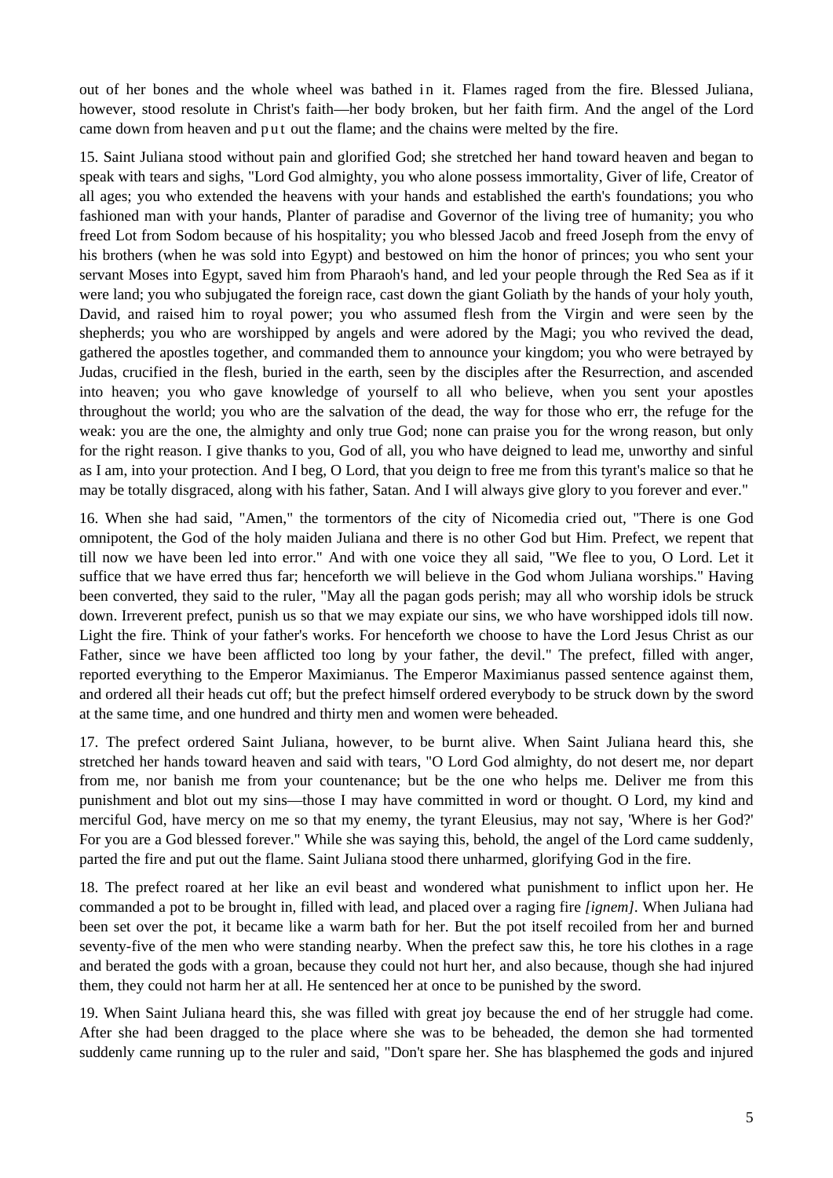out of her bones and the whole wheel was bathed in it. Flames raged from the fire. Blessed Juliana, however, stood resolute in Christ's faith—her body broken, but her faith firm. And the angel of the Lord came down from heaven and put out the flame; and the chains were melted by the fire.

15. Saint Juliana stood without pain and glorified God; she stretched her hand toward heaven and began to speak with tears and sighs, "Lord God almighty, you who alone possess immortality, Giver of life, Creator of all ages; you who extended the heavens with your hands and established the earth's foundations; you who fashioned man with your hands, Planter of paradise and Governor of the living tree of humanity; you who freed Lot from Sodom because of his hospitality; you who blessed Jacob and freed Joseph from the envy of his brothers (when he was sold into Egypt) and bestowed on him the honor of princes; you who sent your servant Moses into Egypt, saved him from Pharaoh's hand, and led your people through the Red Sea as if it were land; you who subjugated the foreign race, cast down the giant Goliath by the hands of your holy youth, David, and raised him to royal power; you who assumed flesh from the Virgin and were seen by the shepherds; you who are worshipped by angels and were adored by the Magi; you who revived the dead, gathered the apostles together, and commanded them to announce your kingdom; you who were betrayed by Judas, crucified in the flesh, buried in the earth, seen by the disciples after the Resurrection, and ascended into heaven; you who gave knowledge of yourself to all who believe, when you sent your apostles throughout the world; you who are the salvation of the dead, the way for those who err, the refuge for the weak: you are the one, the almighty and only true God; none can praise you for the wrong reason, but only for the right reason. I give thanks to you, God of all, you who have deigned to lead me, unworthy and sinful as I am, into your protection. And I beg, O Lord, that you deign to free me from this tyrant's malice so that he may be totally disgraced, along with his father, Satan. And I will always give glory to you forever and ever."

16. When she had said, "Amen," the tormentors of the city of Nicomedia cried out, "There is one God omnipotent, the God of the holy maiden Juliana and there is no other God but Him. Prefect, we repent that till now we have been led into error." And with one voice they all said, "We flee to you, O Lord. Let it suffice that we have erred thus far; henceforth we will believe in the God whom Juliana worships." Having been converted, they said to the ruler, "May all the pagan gods perish; may all who worship idols be struck down. Irreverent prefect, punish us so that we may expiate our sins, we who have worshipped idols till now. Light the fire. Think of your father's works. For henceforth we choose to have the Lord Jesus Christ as our Father, since we have been afflicted too long by your father, the devil." The prefect, filled with anger, reported everything to the Emperor Maximianus. The Emperor Maximianus passed sentence against them, and ordered all their heads cut off; but the prefect himself ordered everybody to be struck down by the sword at the same time, and one hundred and thirty men and women were beheaded.

17. The prefect ordered Saint Juliana, however, to be burnt alive. When Saint Juliana heard this, she stretched her hands toward heaven and said with tears, "O Lord God almighty, do not desert me, nor depart from me, nor banish me from your countenance; but be the one who helps me. Deliver me from this punishment and blot out my sins—those I may have committed in word or thought. O Lord, my kind and merciful God, have mercy on me so that my enemy, the tyrant Eleusius, may not say, 'Where is her God?' For you are a God blessed forever." While she was saying this, behold, the angel of the Lord came suddenly, parted the fire and put out the flame. Saint Juliana stood there unharmed, glorifying God in the fire.

18. The prefect roared at her like an evil beast and wondered what punishment to inflict upon her. He commanded a pot to be brought in, filled with lead, and placed over a raging fire *[ignem]*. When Juliana had been set over the pot, it became like a warm bath for her. But the pot itself recoiled from her and burned seventy-five of the men who were standing nearby. When the prefect saw this, he tore his clothes in a rage and berated the gods with a groan, because they could not hurt her, and also because, though she had injured them, they could not harm her at all. He sentenced her at once to be punished by the sword.

19. When Saint Juliana heard this, she was filled with great joy because the end of her struggle had come. After she had been dragged to the place where she was to be beheaded, the demon she had tormented suddenly came running up to the ruler and said, "Don't spare her. She has blasphemed the gods and injured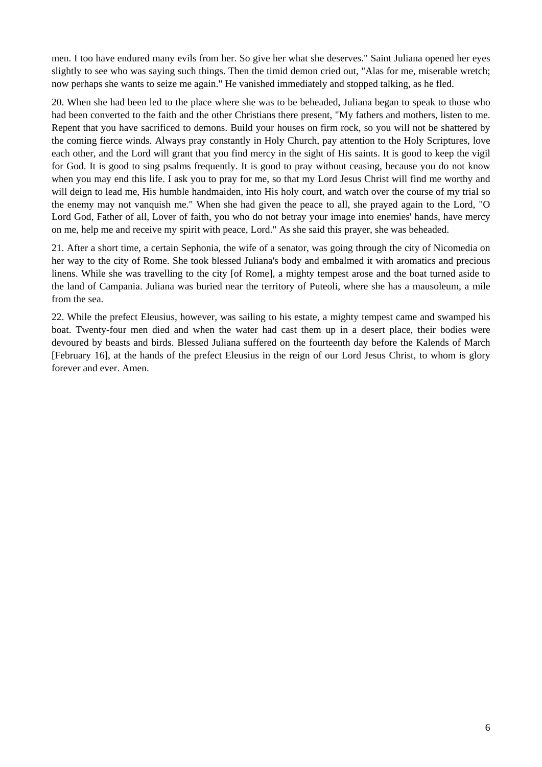men. I too have endured many evils from her. So give her what she deserves." Saint Juliana opened her eyes slightly to see who was saying such things. Then the timid demon cried out, "Alas for me, miserable wretch; now perhaps she wants to seize me again." He vanished immediately and stopped talking, as he fled.

20. When she had been led to the place where she was to be beheaded, Juliana began to speak to those who had been converted to the faith and the other Christians there present, "My fathers and mothers, listen to me. Repent that you have sacrificed to demons. Build your houses on firm rock, so you will not be shattered by the coming fierce winds. Always pray constantly in Holy Church, pay attention to the Holy Scriptures, love each other, and the Lord will grant that you find mercy in the sight of His saints. It is good to keep the vigil for God. It is good to sing psalms frequently. It is good to pray without ceasing, because you do not know when you may end this life. I ask you to pray for me, so that my Lord Jesus Christ will find me worthy and will deign to lead me, His humble handmaiden, into His holy court, and watch over the course of my trial so the enemy may not vanquish me." When she had given the peace to all, she prayed again to the Lord, "O Lord God, Father of all, Lover of faith, you who do not betray your image into enemies' hands, have mercy on me, help me and receive my spirit with peace, Lord." As she said this prayer, she was beheaded.

21. After a short time, a certain Sephonia, the wife of a senator, was going through the city of Nicomedia on her way to the city of Rome. She took blessed Juliana's body and embalmed it with aromatics and precious linens. While she was travelling to the city [of Rome], a mighty tempest arose and the boat turned aside to the land of Campania. Juliana was buried near the territory of Puteoli, where she has a mausoleum, a mile from the sea.

22. While the prefect Eleusius, however, was sailing to his estate, a mighty tempest came and swamped his boat. Twenty-four men died and when the water had cast them up in a desert place, their bodies were devoured by beasts and birds. Blessed Juliana suffered on the fourteenth day before the Kalends of March [February 16], at the hands of the prefect Eleusius in the reign of our Lord Jesus Christ, to whom is glory forever and ever. Amen.